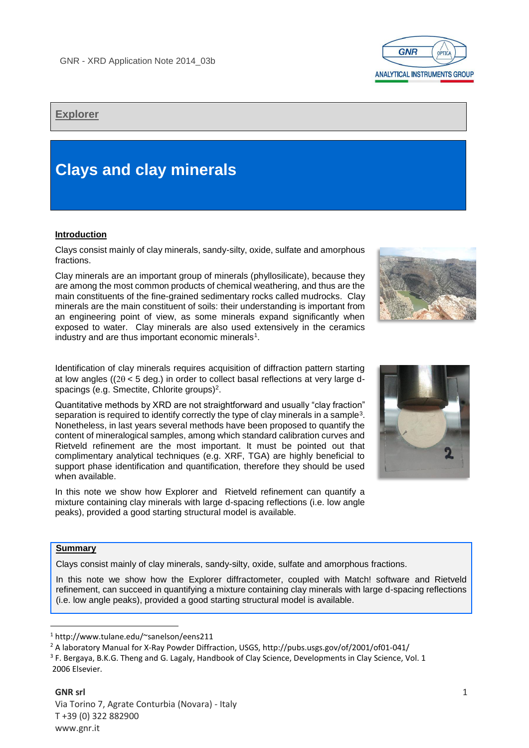**Explorer**

# Clays and clay minerals

## Introduction

Clays consist mainly of clay minerals, sandy-silty, oxide, sulfate and amorphous fractions.

Clay minerals are an important group of minerals (phyllosilicate), because they are among the most common products of chemical weathering, and thus are the main constituents of the fine-grained sedimentary rocks called mudrocks. Clay minerals are the main constituent of soils: their understanding is important from an engineering point of view, as some minerals expand significantly when exposed to water. Clay minerals are also used extensively in the ceramics industry and are thus important economic minerals[1].

Identification of clay minerals requires acquisition of diffraction pattern starting at low angles (($2\theta < 5$ deg.) in order to collect basal reflections at very large d-spacings (e.g. Smectite, Chlorite groups)[2].

Quantitative methods by XRD are not straightforward and usually "clay fraction" separation is required to identify correctly the type of clay minerals in a sample[3]. Nonetheless, in last years several methods have been proposed to quantify the content of mineralogical samples, among which standard calibration curves and Rietveld refinement are the most important. It must be pointed out that complimentary analytical techniques (e.g. XRF, TGA) are highly beneficial to support phase identification and quantification, therefore they should be used when available.

In this note we show how Explorer and Rietveld refinement can quantify a mixture containing clay minerals with large d-spacing reflections (i.e. low angle peaks), provided a good starting structural model is available.

## Summary

Clays consist mainly of clay minerals, sandy-silty, oxide, sulfate and amorphous fractions.

In this note we show how the Explorer diffractometer, coupled with Match! software and Rietveld refinement, can succeed in quantifying a mixture containing clay minerals with large d-spacing reflections (i.e. low angle peaks), provided a good starting structural model is available.

---

[1] http://www.tulane.edu/~sanelson/eens211

[2] A laboratory Manual for X-Ray Powder Diffraction, USGS, http://pubs.usgs.gov/of/2001/of01-041/

[3] F. Bergaya, B.K.G. Theng and G. Lagaly, Handbook of Clay Science, Developments in Clay Science, Vol. 1 2006 Elsevier.

**GNR srl**
Via Torino 7, Agrate Conturbia (Novara) - Italy
T +39 (0) 322 882900
www.gnr.it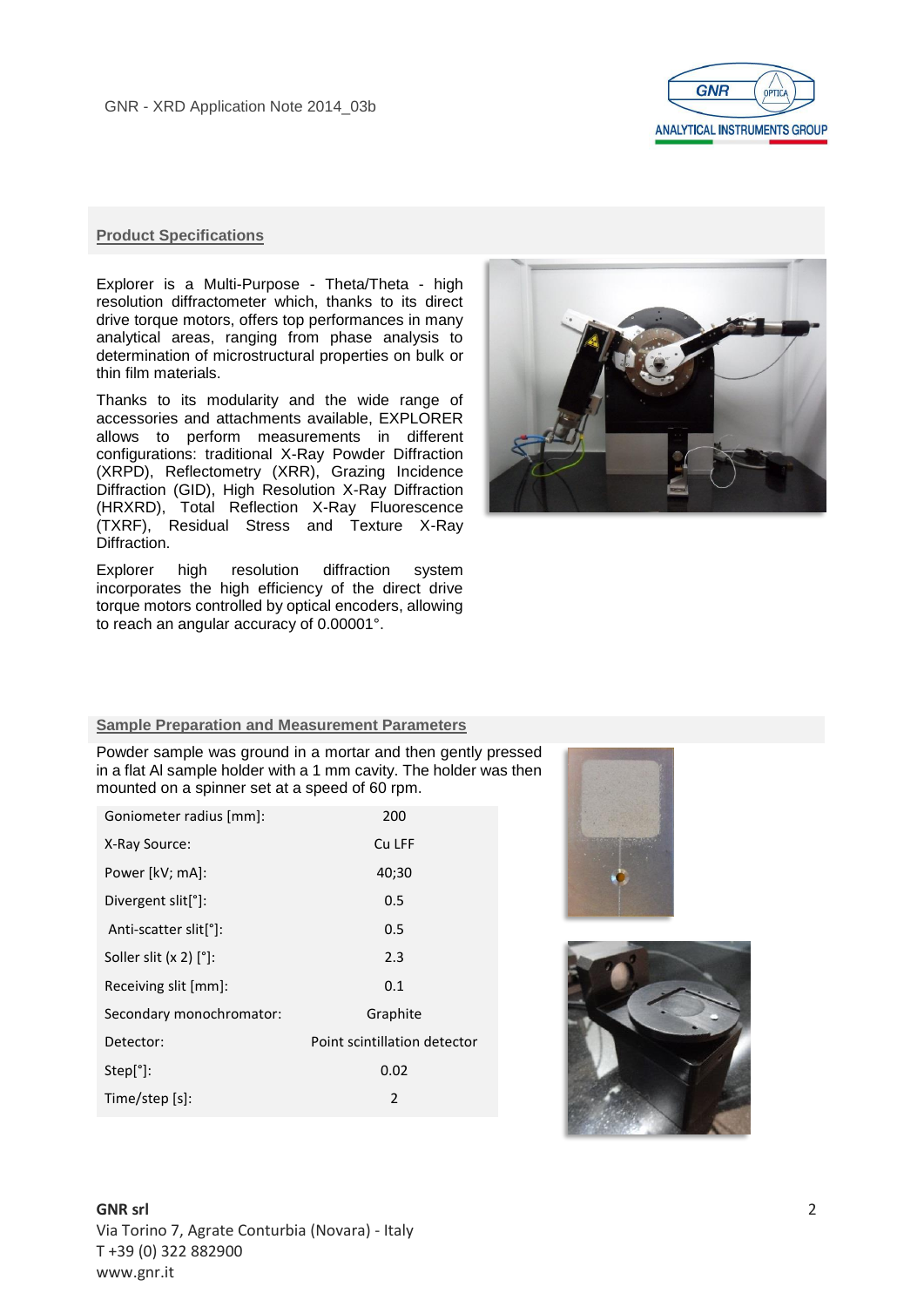## Product Specifications

Explorer is a Multi-Purpose - Theta/Theta - high resolution diffractometer which, thanks to its direct drive torque motors, offers top performances in many analytical areas, ranging from phase analysis to determination of microstructural properties on bulk or thin film materials.

Thanks to its modularity and the wide range of accessories and attachments available, EXPLORER allows to perform measurements in different configurations: traditional X-Ray Powder Diffraction (XRPD), Reflectometry (XRR), Grazing Incidence Diffraction (GID), High Resolution X-Ray Diffraction (HRXRD), Total Reflection X-Ray Fluorescence (TXRF), Residual Stress and Texture X-Ray Diffraction.

Explorer high resolution diffraction system incorporates the high efficiency of the direct drive torque motors controlled by optical encoders, allowing to reach an angular accuracy of 0.00001°.

## Sample Preparation and Measurement Parameters

Powder sample was ground in a mortar and then gently pressed in a flat Al sample holder with a 1 mm cavity. The holder was then mounted on a spinner set at a speed of 60 rpm.

| | |
|---|---|
| Goniometer radius [mm]: | 200 |
| X-Ray Source: | Cu LFF |
| Power [kV; mA]: | 40;30 |
| Divergent slit[°]: | 0.5 |
| Anti-scatter slit[°]: | 0.5 |
| Soller slit (x 2) [°]: | 2.3 |
| Receiving slit [mm]: | 0.1 |
| Secondary monochromator: | Graphite |
| Detector: | Point scintillation detector |
| Step[°]: | 0.02 |
| Time/step [s]: | 2 |

**GNR srl**
Via Torino 7, Agrate Conturbia (Novara) - Italy
T +39 (0) 322 882900
www.gnr.it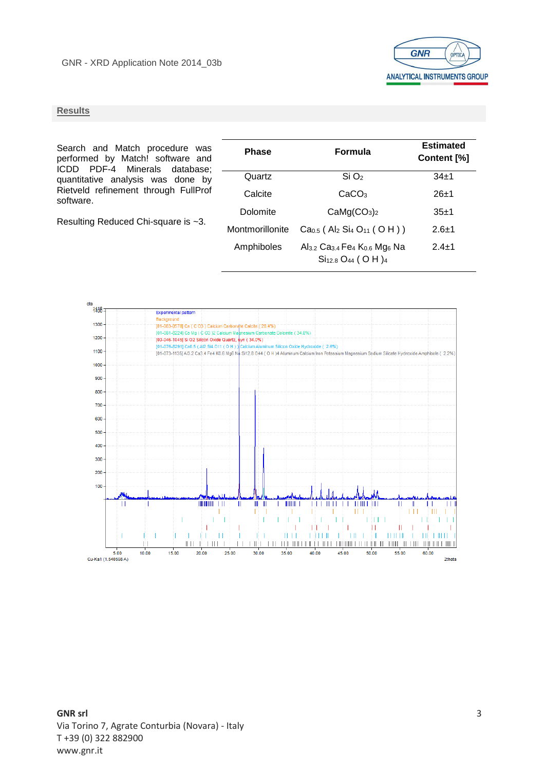## Results

Search and Match procedure was performed by Match! software and ICDD PDF-4 Minerals database; quantitative analysis was done by Rietveld refinement through FullProf software.

Resulting Reduced Chi-square is ~3.

| Phase | Formula | Estimated Content [%] |
|---|---|---|
| Quartz | $SiO_2$ | 34±1 |
| Calcite | $CaCO_3$ | 26±1 |
| Dolomite | $CaMg(CO_3)_2$ | 35±1 |
| Montmorillonite | $Ca_{0.5}(Al_2Si_4O_{11}(OH))$ | 2.6±1 |
| Amphiboles | $Al_{3.2}Ca_{3.4}Fe_4K_{0.6}Mg_6NaSi_{12.8}O_{44}(OH)_4$ | 2.4±1 |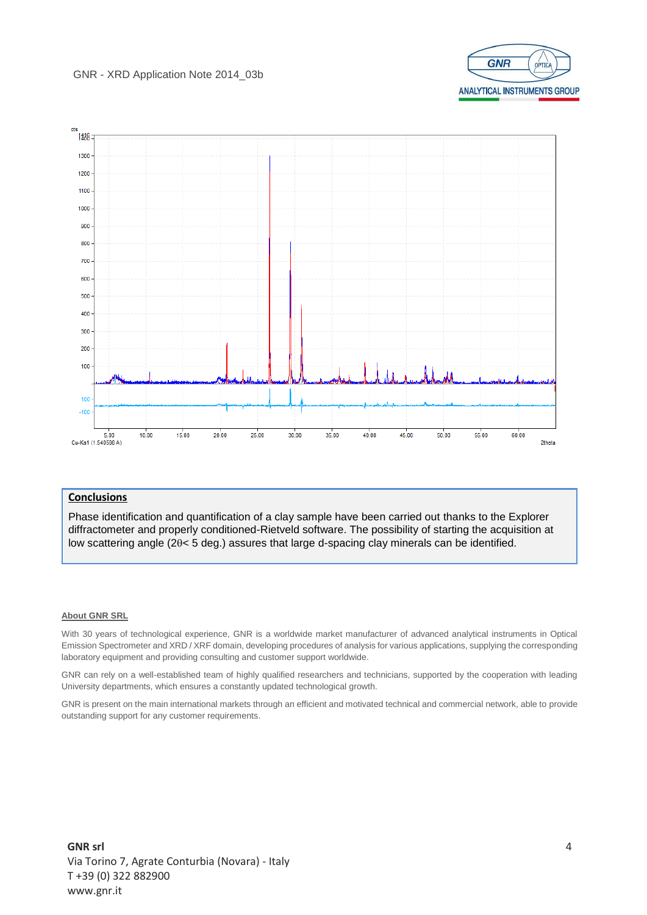cts

1416

1400

1300

1200

1100

1000

900

800

700

600

500

400

300

200

100

100

-100

5.00 10.00 15.00 20.00 25.00 30.00 35.00 40.00 45.00 50.00 55.00 60.00

Cu-Ka1 (1.540598 A)

2theta

## Conclusions

Phase identification and quantification of a clay sample have been carried out thanks to the Explorer diffractometer and properly conditioned-Rietveld software. The possibility of starting the acquisition at low scattering angle ($2\theta < 5$ deg.) assures that large d-spacing clay minerals can be identified.

**About GNR SRL**

With 30 years of technological experience, GNR is a worldwide market manufacturer of advanced analytical instruments in Optical Emission Spectrometer and XRD / XRF domain, developing procedures of analysis for various applications, supplying the corresponding laboratory equipment and providing consulting and customer support worldwide.

GNR can rely on a well-established team of highly qualified researchers and technicians, supported by the cooperation with leading University departments, which ensures a constantly updated technological growth.

GNR is present on the main international markets through an efficient and motivated technical and commercial network, able to provide outstanding support for any customer requirements.

**GNR srl**
Via Torino 7, Agrate Conturbia (Novara) - Italy
T +39 (0) 322 882900
www.gnr.it